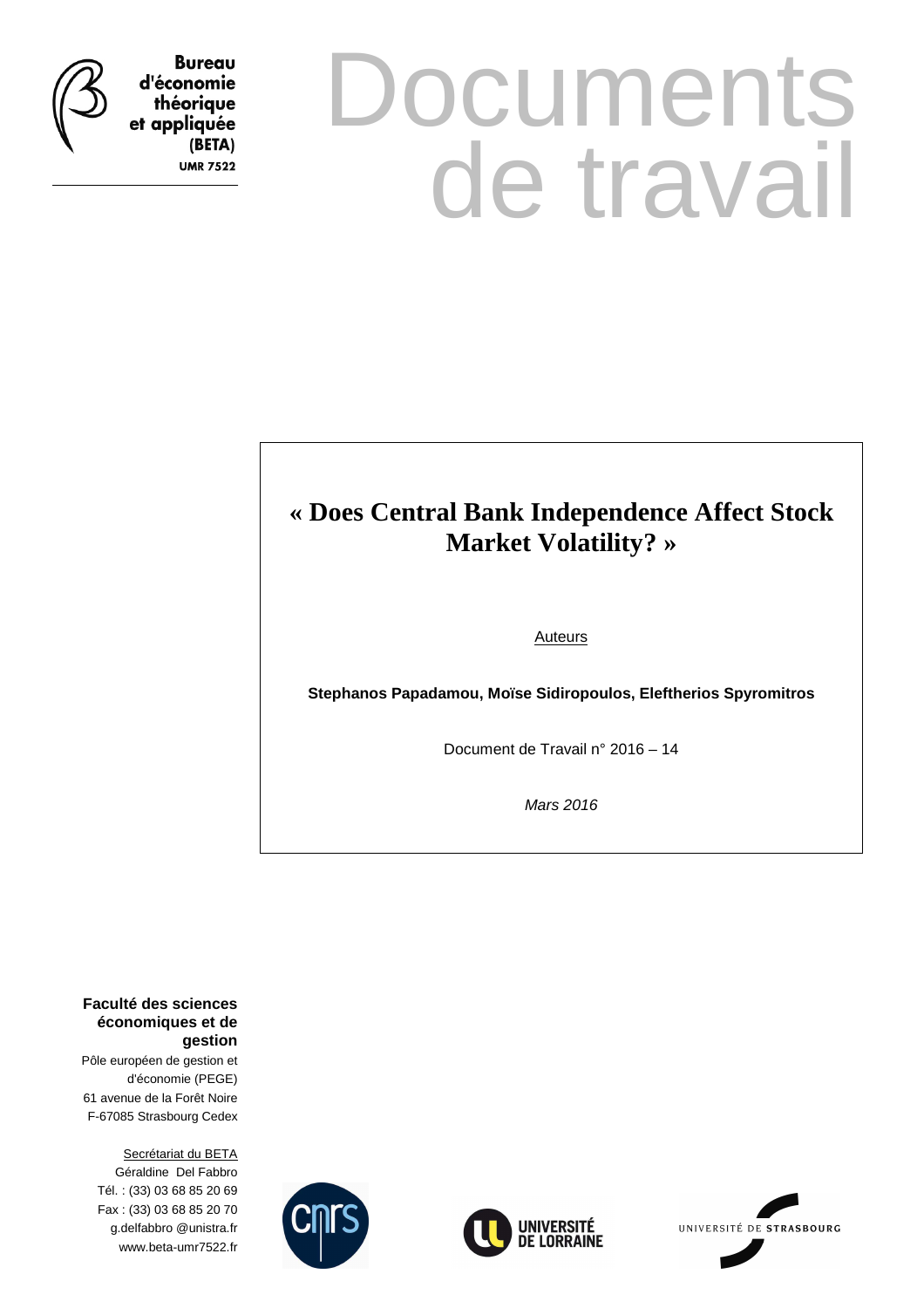Bureau d'économie théorique et appliquée (BETA)
UMR 7522

# Documents de travail

## « Does Central Bank Independence Affect Stock Market Volatility? »

Auteurs

**Stephanos Papadamou, Moïse Sidiropoulos, Eleftherios Spyromitros**

Document de Travail n° 2016 – 14

*Mars 2016*

**Faculté des sciences économiques et de gestion**
Pôle européen de gestion et d'économie (PEGE)
61 avenue de la Forêt Noire
F-67085 Strasbourg Cedex

Secrétariat du BETA
Géraldine Del Fabbro
Tél. : (33) 03 68 85 20 69
Fax : (33) 03 68 85 20 70
g.delfabbro @unistra.fr
www.beta-umr7522.fr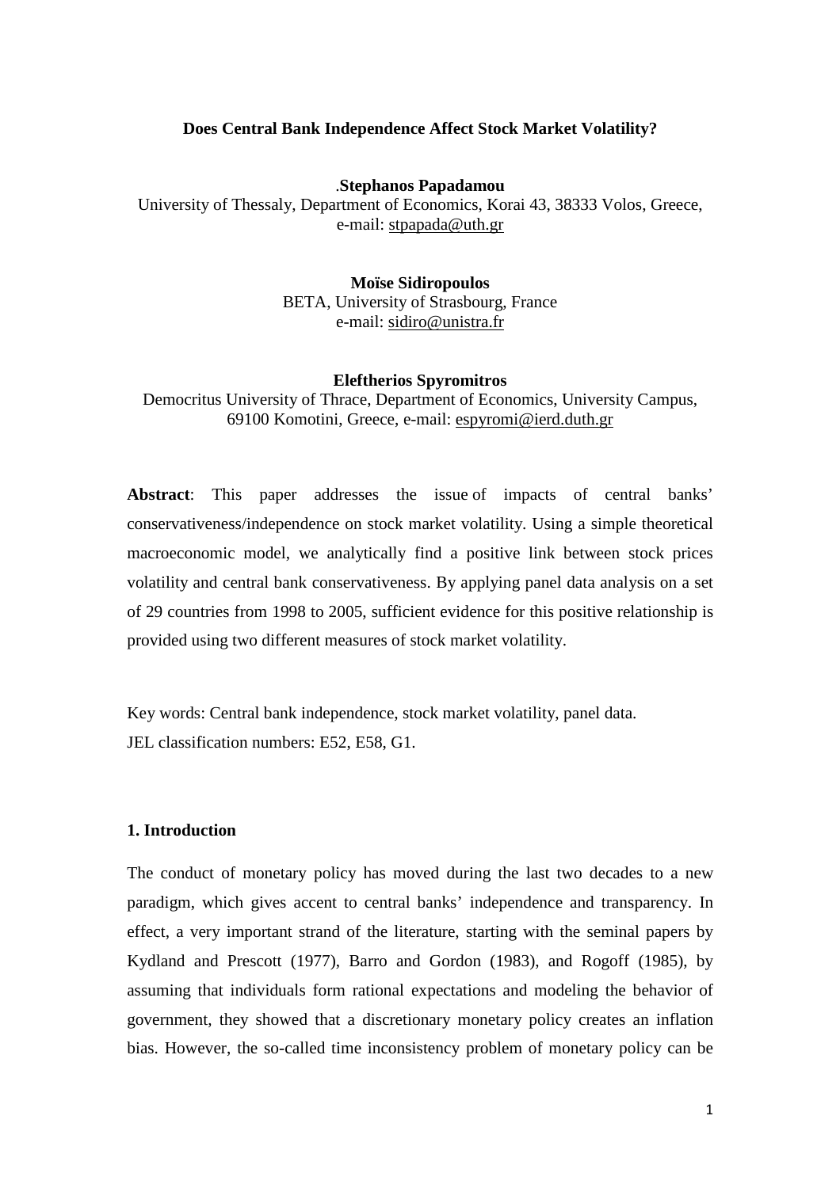**Does Central Bank Independence Affect Stock Market Volatility?**

.**Stephanos Papadamou**
University of Thessaly, Department of Economics, Korai 43, 38333 Volos, Greece,
e-mail: stpapada@uth.gr

**Moïse Sidiropoulos**
BETA, University of Strasbourg, France
e-mail: sidiro@unistra.fr

**Eleftherios Spyromitros**
Democritus University of Thrace, Department of Economics, University Campus,
69100 Komotini, Greece, e-mail: espyromi@ierd.duth.gr

**Abstract**: This paper addresses the issue of impacts of central banks' conservativeness/independence on stock market volatility. Using a simple theoretical macroeconomic model, we analytically find a positive link between stock prices volatility and central bank conservativeness. By applying panel data analysis on a set of 29 countries from 1998 to 2005, sufficient evidence for this positive relationship is provided using two different measures of stock market volatility.

Key words: Central bank independence, stock market volatility, panel data.
JEL classification numbers: E52, E58, G1.

## 1. Introduction

The conduct of monetary policy has moved during the last two decades to a new paradigm, which gives accent to central banks' independence and transparency. In effect, a very important strand of the literature, starting with the seminal papers by Kydland and Prescott (1977), Barro and Gordon (1983), and Rogoff (1985), by assuming that individuals form rational expectations and modeling the behavior of government, they showed that a discretionary monetary policy creates an inflation bias. However, the so-called time inconsistency problem of monetary policy can be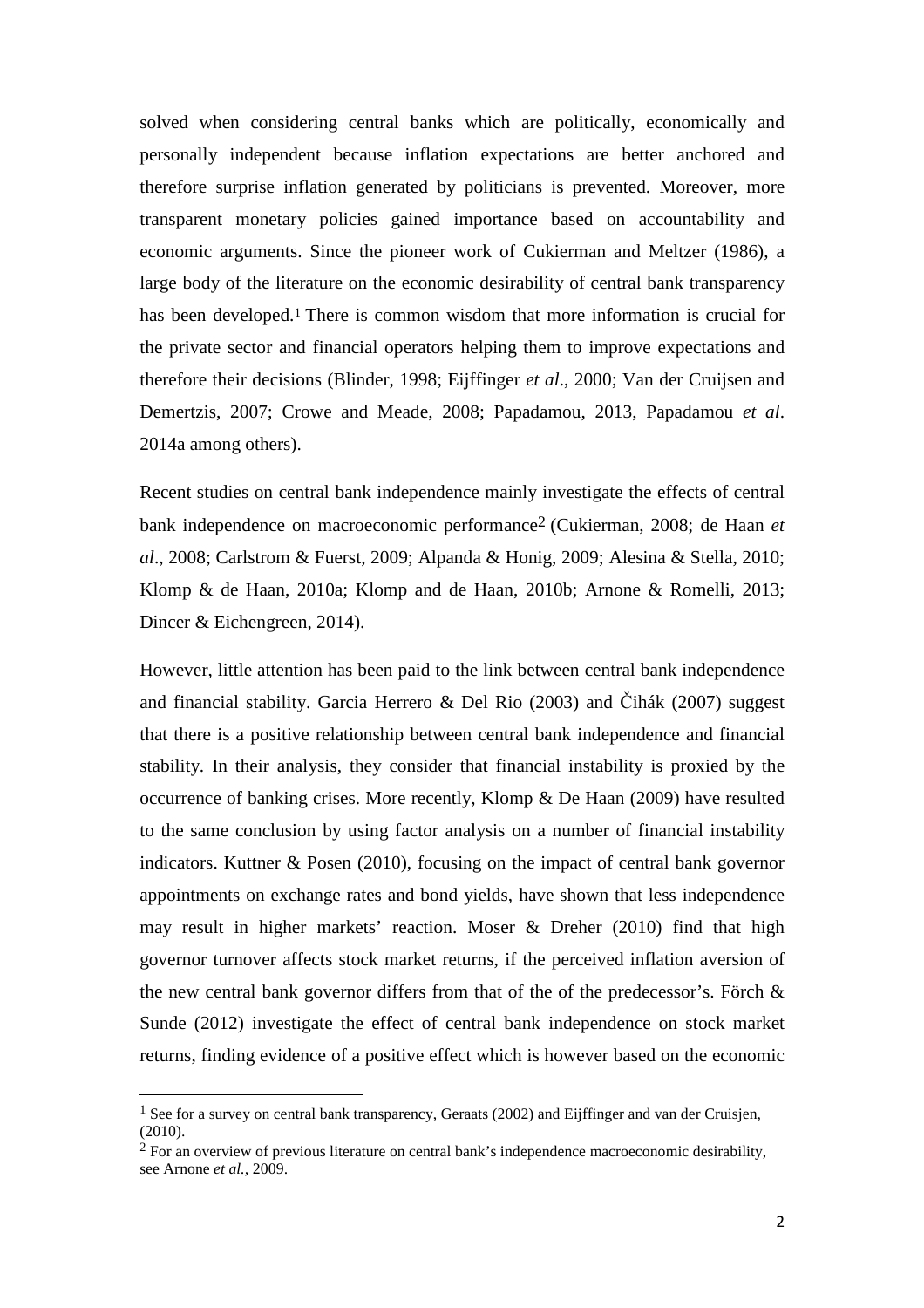solved when considering central banks which are politically, economically and personally independent because inflation expectations are better anchored and therefore surprise inflation generated by politicians is prevented. Moreover, more transparent monetary policies gained importance based on accountability and economic arguments. Since the pioneer work of Cukierman and Meltzer (1986), a large body of the literature on the economic desirability of central bank transparency has been developed.[1] There is common wisdom that more information is crucial for the private sector and financial operators helping them to improve expectations and therefore their decisions (Blinder, 1998; Eijffinger *et al*., 2000; Van der Cruijsen and Demertzis, 2007; Crowe and Meade, 2008; Papadamou, 2013, Papadamou *et al*. 2014a among others).

Recent studies on central bank independence mainly investigate the effects of central bank independence on macroeconomic performance[2] (Cukierman, 2008; de Haan *et al*., 2008; Carlstrom & Fuerst, 2009; Alpanda & Honig, 2009; Alesina & Stella, 2010; Klomp & de Haan, 2010a; Klomp and de Haan, 2010b; Arnone & Romelli, 2013; Dincer & Eichengreen, 2014).

However, little attention has been paid to the link between central bank independence and financial stability. Garcia Herrero & Del Rio (2003) and Čihák (2007) suggest that there is a positive relationship between central bank independence and financial stability. In their analysis, they consider that financial instability is proxied by the occurrence of banking crises. More recently, Klomp & De Haan (2009) have resulted to the same conclusion by using factor analysis on a number of financial instability indicators. Kuttner & Posen (2010), focusing on the impact of central bank governor appointments on exchange rates and bond yields, have shown that less independence may result in higher markets' reaction. Moser & Dreher (2010) find that high governor turnover affects stock market returns, if the perceived inflation aversion of the new central bank governor differs from that of the of the predecessor's. Förch & Sunde (2012) investigate the effect of central bank independence on stock market returns, finding evidence of a positive effect which is however based on the economic

---

[1] See for a survey on central bank transparency, Geraats (2002) and Eijffinger and van der Cruisjen, (2010).

[2] For an overview of previous literature on central bank's independence macroeconomic desirability, see Arnone *et al.,* 2009.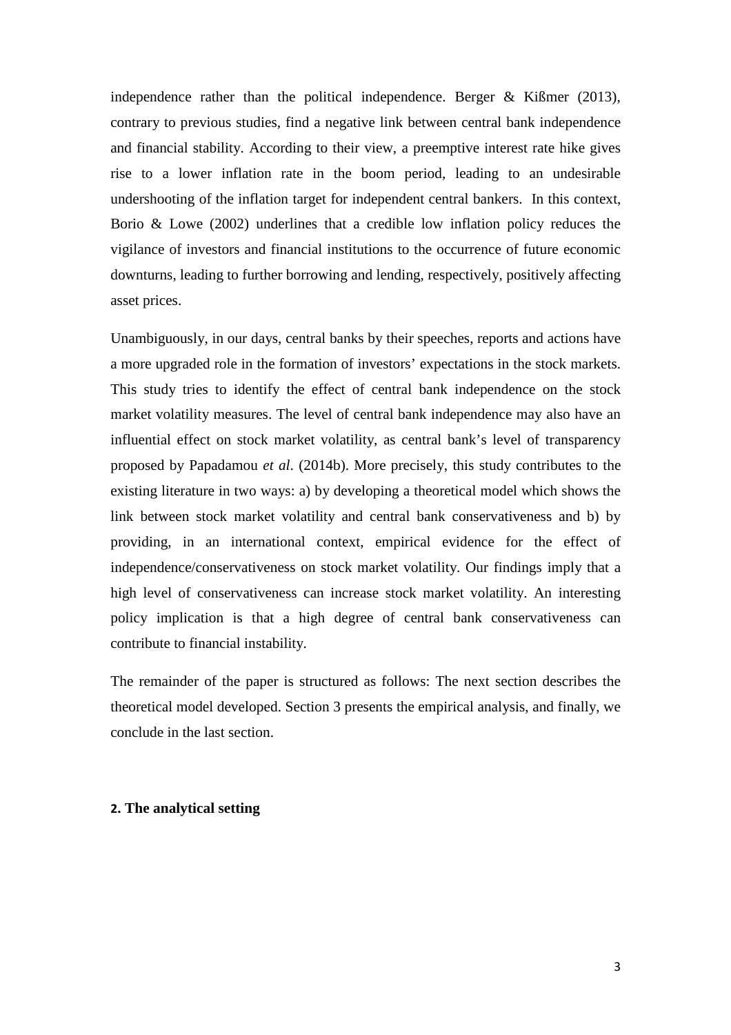independence rather than the political independence. Berger & Kißmer (2013), contrary to previous studies, find a negative link between central bank independence and financial stability. According to their view, a preemptive interest rate hike gives rise to a lower inflation rate in the boom period, leading to an undesirable undershooting of the inflation target for independent central bankers. In this context, Borio & Lowe (2002) underlines that a credible low inflation policy reduces the vigilance of investors and financial institutions to the occurrence of future economic downturns, leading to further borrowing and lending, respectively, positively affecting asset prices.

Unambiguously, in our days, central banks by their speeches, reports and actions have a more upgraded role in the formation of investors' expectations in the stock markets. This study tries to identify the effect of central bank independence on the stock market volatility measures. The level of central bank independence may also have an influential effect on stock market volatility, as central bank's level of transparency proposed by Papadamou *et al*. (2014b). More precisely, this study contributes to the existing literature in two ways: a) by developing a theoretical model which shows the link between stock market volatility and central bank conservativeness and b) by providing, in an international context, empirical evidence for the effect of independence/conservativeness on stock market volatility. Our findings imply that a high level of conservativeness can increase stock market volatility. An interesting policy implication is that a high degree of central bank conservativeness can contribute to financial instability.

The remainder of the paper is structured as follows: The next section describes the theoretical model developed. Section 3 presents the empirical analysis, and finally, we conclude in the last section.

## 2. The analytical setting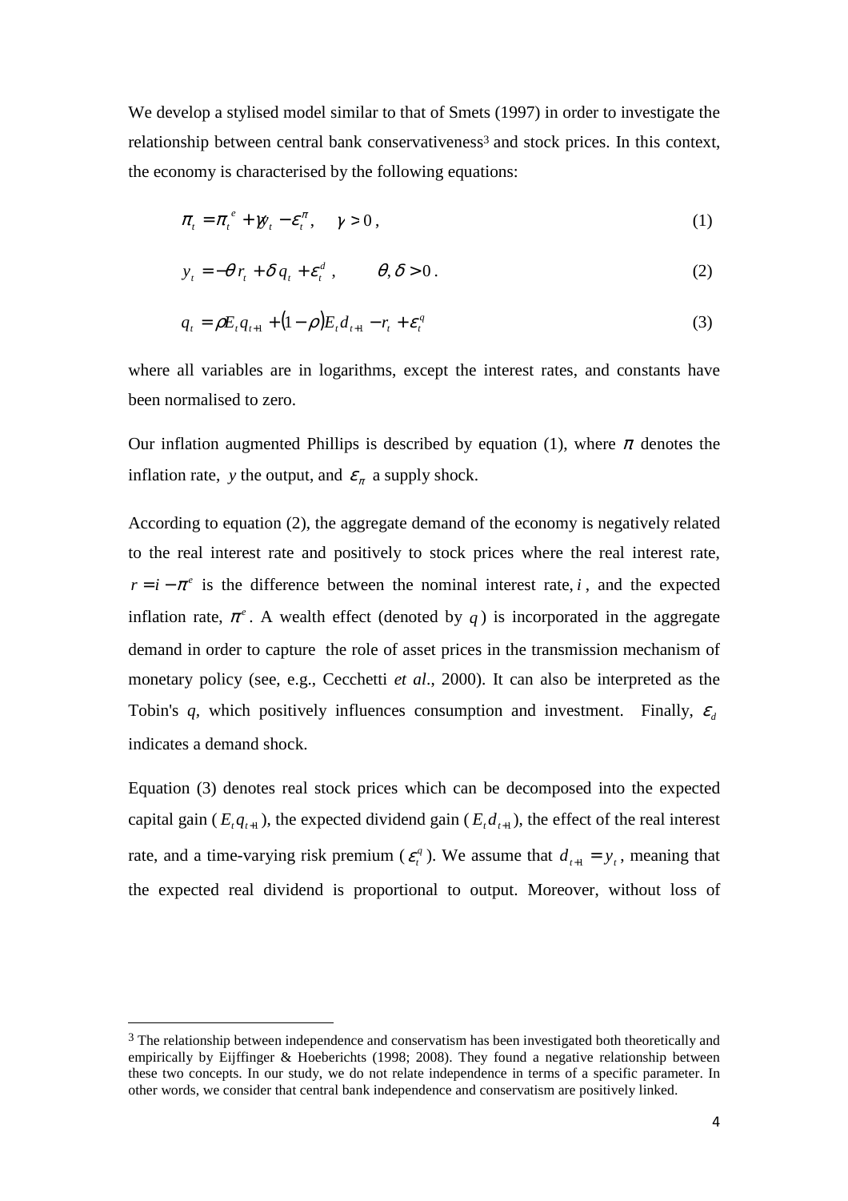We develop a stylised model similar to that of Smets (1997) in order to investigate the relationship between central bank conservativeness[3] and stock prices. In this context, the economy is characterised by the following equations:

$$\pi_t = \pi_t^e + \gamma y_t - \varepsilon_t^{\pi}, \quad \gamma > 0, \tag{1}$$

$$y_t = -\theta r_t + \delta q_t + \varepsilon_t^d, \qquad \theta, \delta > 0. \tag{2}$$

$$q_t = \rho E_t q_{t+1} + (1-\rho) E_t d_{t+1} - r_t + \varepsilon_t^q \tag{3}$$

where all variables are in logarithms, except the interest rates, and constants have been normalised to zero.

Our inflation augmented Phillips is described by equation (1), where $\pi$ denotes the inflation rate, $y$ the output, and $\varepsilon_{\pi}$ a supply shock.

According to equation (2), the aggregate demand of the economy is negatively related to the real interest rate and positively to stock prices where the real interest rate, $r = i - \pi^e$ is the difference between the nominal interest rate, $i$, and the expected inflation rate, $\pi^e$. A wealth effect (denoted by $q$) is incorporated in the aggregate demand in order to capture the role of asset prices in the transmission mechanism of monetary policy (see, e.g., Cecchetti *et al*., 2000). It can also be interpreted as the Tobin's *q*, which positively influences consumption and investment. Finally, $\varepsilon_d$ indicates a demand shock.

Equation (3) denotes real stock prices which can be decomposed into the expected capital gain ($E_t q_{t+1}$), the expected dividend gain ($E_t d_{t+1}$), the effect of the real interest rate, and a time-varying risk premium ($\varepsilon_t^q$). We assume that $d_{t+1} = y_t$, meaning that the expected real dividend is proportional to output. Moreover, without loss of

---

[3] The relationship between independence and conservatism has been investigated both theoretically and empirically by Eijffinger & Hoeberichts (1998; 2008). They found a negative relationship between these two concepts. In our study, we do not relate independence in terms of a specific parameter. In other words, we consider that central bank independence and conservatism are positively linked.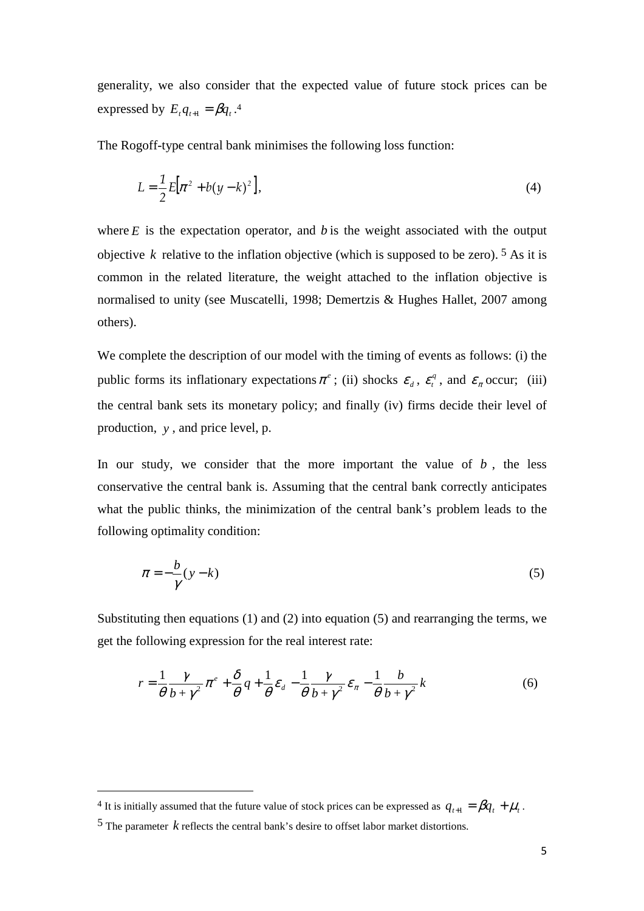generality, we also consider that the expected value of future stock prices can be expressed by $E_t q_{t+1} = \beta q_t$.[4]

The Rogoff-type central bank minimises the following loss function:

$$L = \frac{1}{2} E\left[\pi^2 + b(y-k)^2\right], \tag{4}$$

where $E$ is the expectation operator, and $b$ is the weight associated with the output objective $k$ relative to the inflation objective (which is supposed to be zero).[5] As it is common in the related literature, the weight attached to the inflation objective is normalised to unity (see Muscatelli, 1998; Demertzis & Hughes Hallet, 2007 among others).

We complete the description of our model with the timing of events as follows: (i) the public forms its inflationary expectations $\pi^e$; (ii) shocks $\varepsilon_d$, $\varepsilon_t^q$, and $\varepsilon_\pi$ occur; (iii) the central bank sets its monetary policy; and finally (iv) firms decide their level of production, $y$, and price level, p.

In our study, we consider that the more important the value of $b$, the less conservative the central bank is. Assuming that the central bank correctly anticipates what the public thinks, the minimization of the central bank's problem leads to the following optimality condition:

$$\pi = -\frac{b}{\gamma}(y-k) \tag{5}$$

Substituting then equations (1) and (2) into equation (5) and rearranging the terms, we get the following expression for the real interest rate:

$$r = \frac{1}{\theta}\frac{\gamma}{b+\gamma^2}\pi^e + \frac{\delta}{\theta}q + \frac{1}{\theta}\varepsilon_d - \frac{1}{\theta}\frac{\gamma}{b+\gamma^2}\varepsilon_\pi - \frac{1}{\theta}\frac{b}{b+\gamma^2}k \tag{6}$$

---

[4] It is initially assumed that the future value of stock prices can be expressed as $q_{t+1} = \beta q_t + \mu_t$.

[5] The parameter $k$ reflects the central bank's desire to offset labor market distortions.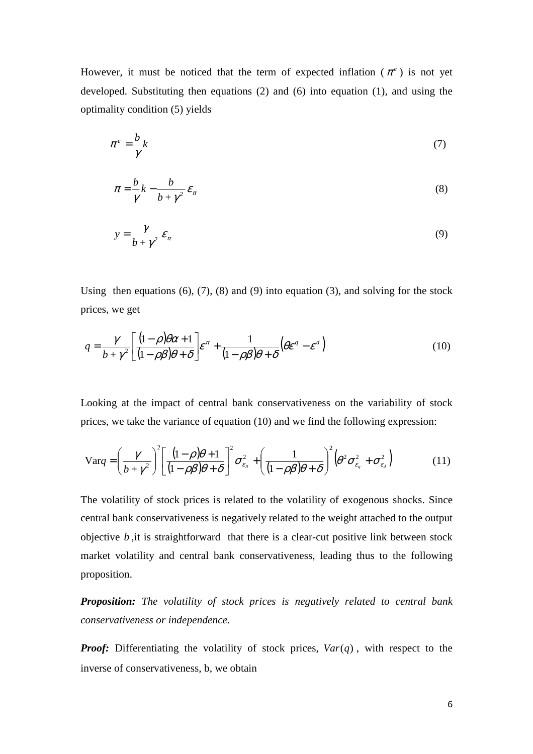However, it must be noticed that the term of expected inflation ($\pi^e$) is not yet developed. Substituting then equations (2) and (6) into equation (1), and using the optimality condition (5) yields

$$\pi^e = \frac{b}{\gamma}k \tag{7}$$

$$\pi = \frac{b}{\gamma}k - \frac{b}{b+\gamma^2}\varepsilon_\pi \tag{8}$$

$$y = \frac{\gamma}{b+\gamma^2}\varepsilon_\pi \tag{9}$$

Using then equations (6), (7), (8) and (9) into equation (3), and solving for the stock prices, we get

$$q = \frac{\gamma}{b+\gamma^2}\left[\frac{(1-\rho)\theta\alpha+1}{(1-\rho\beta)\theta+\delta}\right]\varepsilon^\pi + \frac{1}{(1-\rho\beta)\theta+\delta}\left(\theta\varepsilon^q - \varepsilon^d\right) \tag{10}$$

Looking at the impact of central bank conservativeness on the variability of stock prices, we take the variance of equation (10) and we find the following expression:

$$\text{Var}q = \left(\frac{\gamma}{b+\gamma^2}\right)^2\left[\frac{(1-\rho)\theta+1}{(1-\rho\beta)\theta+\delta}\right]^2\sigma_{\varepsilon_\pi}^2 + \left(\frac{1}{(1-\rho\beta)\theta+\delta}\right)^2\left(\theta^2\sigma_{\varepsilon_q}^2 + \sigma_{\varepsilon_d}^2\right) \tag{11}$$

The volatility of stock prices is related to the volatility of exogenous shocks. Since central bank conservativeness is negatively related to the weight attached to the output objective $b$, it is straightforward that there is a clear-cut positive link between stock market volatility and central bank conservativeness, leading thus to the following proposition.

***Proposition:*** *The volatility of stock prices is negatively related to central bank conservativeness or independence.*

***Proof:*** Differentiating the volatility of stock prices, $Var(q)$, with respect to the inverse of conservativeness, b, we obtain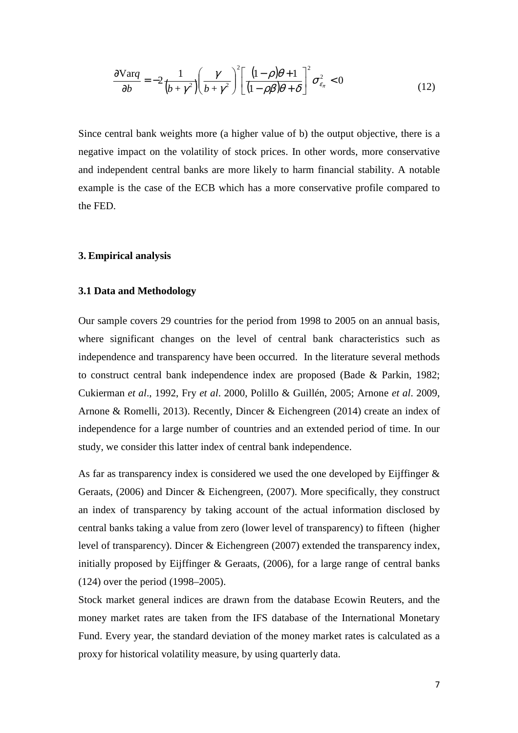$$\frac{\partial \text{Var}q}{\partial b} = -2\frac{1}{\left(b+\gamma^{2}\right)}\left(\frac{\gamma}{b+\gamma^{2}}\right)^{2}\left[\frac{(1-\rho)\theta+1}{(1-\rho\beta)\theta+\delta}\right]^{2}\sigma_{\varepsilon_{\pi}}^{2} < 0 \tag{12}$$

Since central bank weights more (a higher value of b) the output objective, there is a negative impact on the volatility of stock prices. In other words, more conservative and independent central banks are more likely to harm financial stability. A notable example is the case of the ECB which has a more conservative profile compared to the FED.

## 3. Empirical analysis

### 3.1 Data and Methodology

Our sample covers 29 countries for the period from 1998 to 2005 on an annual basis, where significant changes on the level of central bank characteristics such as independence and transparency have been occurred. In the literature several methods to construct central bank independence index are proposed (Bade & Parkin, 1982; Cukierman *et al*., 1992, Fry *et al*. 2000, Polillo & Guillén, 2005; Arnone *et al*. 2009, Arnone & Romelli, 2013). Recently, Dincer & Eichengreen (2014) create an index of independence for a large number of countries and an extended period of time. In our study, we consider this latter index of central bank independence.

As far as transparency index is considered we used the one developed by Eijffinger & Geraats, (2006) and Dincer & Eichengreen, (2007). More specifically, they construct an index of transparency by taking account of the actual information disclosed by central banks taking a value from zero (lower level of transparency) to fifteen (higher level of transparency). Dincer & Eichengreen (2007) extended the transparency index, initially proposed by Eijffinger & Geraats, (2006), for a large range of central banks (124) over the period (1998–2005).

Stock market general indices are drawn from the database Ecowin Reuters, and the money market rates are taken from the IFS database of the International Monetary Fund. Every year, the standard deviation of the money market rates is calculated as a proxy for historical volatility measure, by using quarterly data.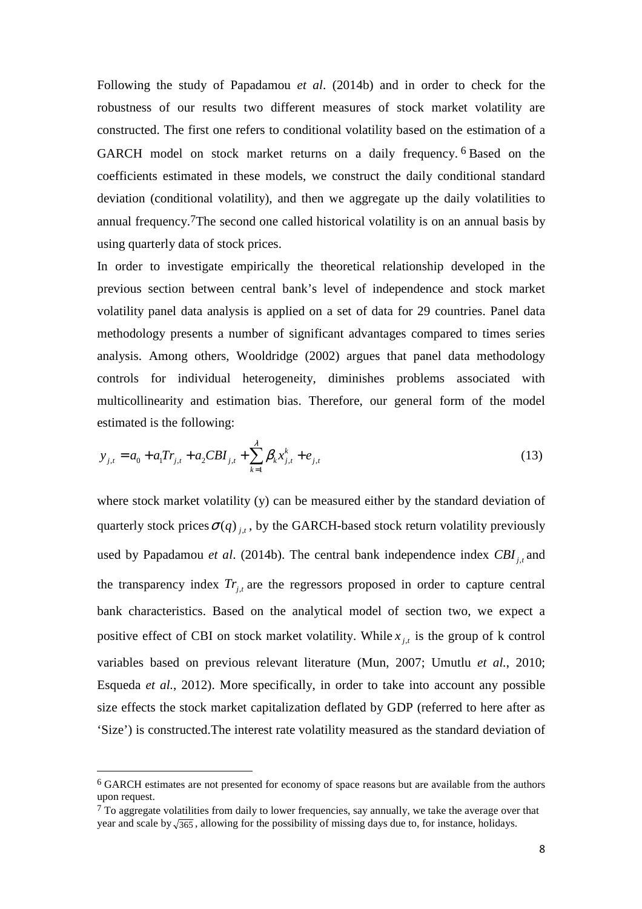Following the study of Papadamou *et al*. (2014b) and in order to check for the robustness of our results two different measures of stock market volatility are constructed. The first one refers to conditional volatility based on the estimation of a GARCH model on stock market returns on a daily frequency. [6] Based on the coefficients estimated in these models, we construct the daily conditional standard deviation (conditional volatility), and then we aggregate up the daily volatilities to annual frequency.[7]The second one called historical volatility is on an annual basis by using quarterly data of stock prices.

In order to investigate empirically the theoretical relationship developed in the previous section between central bank's level of independence and stock market volatility panel data analysis is applied on a set of data for 29 countries. Panel data methodology presents a number of significant advantages compared to times series analysis. Among others, Wooldridge (2002) argues that panel data methodology controls for individual heterogeneity, diminishes problems associated with multicollinearity and estimation bias. Therefore, our general form of the model estimated is the following:

$$y_{j,t} = a_0 + a_1 Tr_{j,t} + a_2 CBI_{j,t} + \sum_{k=1}^{\lambda} \beta_k x_{j,t}^k + e_{j,t} \tag{13}$$

where stock market volatility (y) can be measured either by the standard deviation of quarterly stock prices $\sigma(q)_{j,t}$, by the GARCH-based stock return volatility previously used by Papadamou *et al*. (2014b). The central bank independence index $CBI_{j,t}$ and the transparency index $Tr_{j,t}$ are the regressors proposed in order to capture central bank characteristics. Based on the analytical model of section two, we expect a positive effect of CBI on stock market volatility. While $x_{j,t}$ is the group of k control variables based on previous relevant literature (Mun, 2007; Umutlu *et al.*, 2010; Esqueda *et al.*, 2012). More specifically, in order to take into account any possible size effects the stock market capitalization deflated by GDP (referred to here after as 'Size') is constructed.The interest rate volatility measured as the standard deviation of

[6] GARCH estimates are not presented for economy of space reasons but are available from the authors upon request.

[7] To aggregate volatilities from daily to lower frequencies, say annually, we take the average over that year and scale by $\sqrt{365}$, allowing for the possibility of missing days due to, for instance, holidays.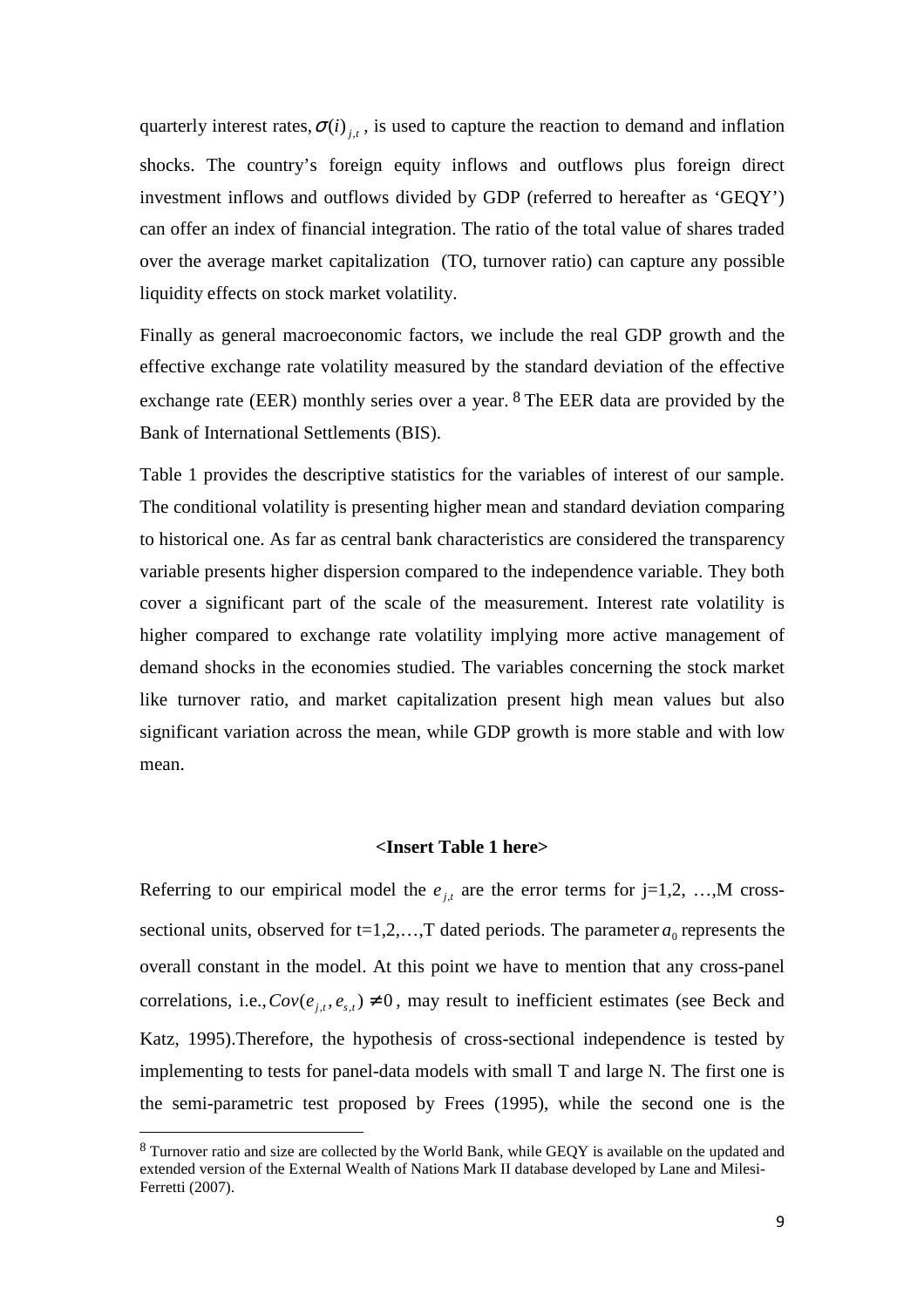quarterly interest rates, $\sigma(i)_{j,t}$, is used to capture the reaction to demand and inflation shocks. The country's foreign equity inflows and outflows plus foreign direct investment inflows and outflows divided by GDP (referred to hereafter as 'GEQY') can offer an index of financial integration. The ratio of the total value of shares traded over the average market capitalization (TO, turnover ratio) can capture any possible liquidity effects on stock market volatility.

Finally as general macroeconomic factors, we include the real GDP growth and the effective exchange rate volatility measured by the standard deviation of the effective exchange rate (EER) monthly series over a year. [8] The EER data are provided by the Bank of International Settlements (BIS).

Table 1 provides the descriptive statistics for the variables of interest of our sample. The conditional volatility is presenting higher mean and standard deviation comparing to historical one. As far as central bank characteristics are considered the transparency variable presents higher dispersion compared to the independence variable. They both cover a significant part of the scale of the measurement. Interest rate volatility is higher compared to exchange rate volatility implying more active management of demand shocks in the economies studied. The variables concerning the stock market like turnover ratio, and market capitalization present high mean values but also significant variation across the mean, while GDP growth is more stable and with low mean.

**<Insert Table 1 here>**

Referring to our empirical model the $e_{j,t}$ are the error terms for j=1,2, …,M cross-sectional units, observed for t=1,2,…,T dated periods. The parameter $a_0$ represents the overall constant in the model. At this point we have to mention that any cross-panel correlations, i.e., $Cov(e_{j,t}, e_{s,t}) \neq 0$, may result to inefficient estimates (see Beck and Katz, 1995).Therefore, the hypothesis of cross-sectional independence is tested by implementing to tests for panel-data models with small T and large N. The first one is the semi-parametric test proposed by Frees (1995), while the second one is the

---

[8] Turnover ratio and size are collected by the World Bank, while GEQY is available on the updated and extended version of the External Wealth of Nations Mark II database developed by Lane and Milesi-Ferretti (2007).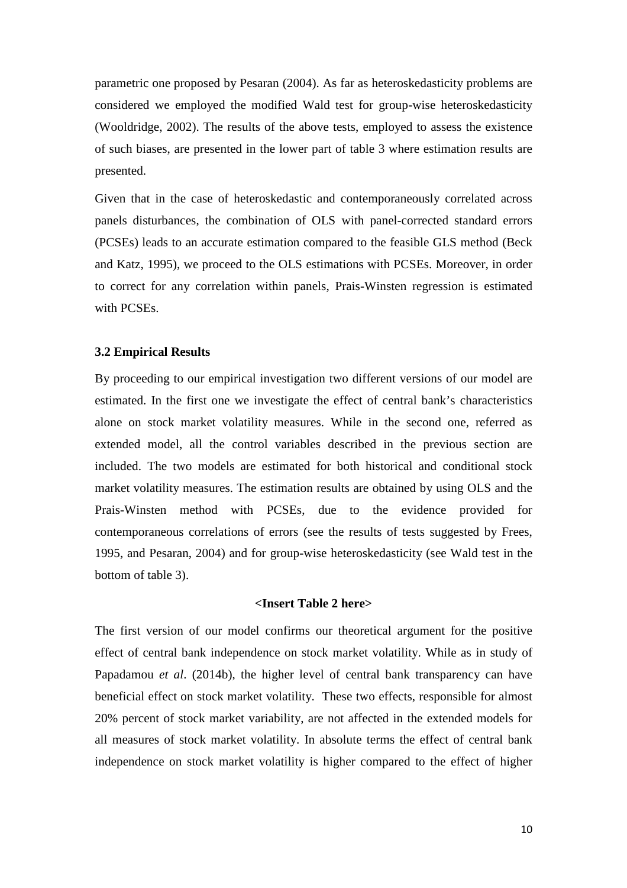parametric one proposed by Pesaran (2004). As far as heteroskedasticity problems are considered we employed the modified Wald test for group-wise heteroskedasticity (Wooldridge, 2002). The results of the above tests, employed to assess the existence of such biases, are presented in the lower part of table 3 where estimation results are presented.

Given that in the case of heteroskedastic and contemporaneously correlated across panels disturbances, the combination of OLS with panel-corrected standard errors (PCSEs) leads to an accurate estimation compared to the feasible GLS method (Beck and Katz, 1995), we proceed to the OLS estimations with PCSEs. Moreover, in order to correct for any correlation within panels, Prais-Winsten regression is estimated with PCSEs.

### 3.2 Empirical Results

By proceeding to our empirical investigation two different versions of our model are estimated. In the first one we investigate the effect of central bank's characteristics alone on stock market volatility measures. While in the second one, referred as extended model, all the control variables described in the previous section are included. The two models are estimated for both historical and conditional stock market volatility measures. The estimation results are obtained by using OLS and the Prais-Winsten method with PCSEs, due to the evidence provided for contemporaneous correlations of errors (see the results of tests suggested by Frees, 1995, and Pesaran, 2004) and for group-wise heteroskedasticity (see Wald test in the bottom of table 3).

**<Insert Table 2 here>**

The first version of our model confirms our theoretical argument for the positive effect of central bank independence on stock market volatility. While as in study of Papadamou *et al*. (2014b), the higher level of central bank transparency can have beneficial effect on stock market volatility. These two effects, responsible for almost 20% percent of stock market variability, are not affected in the extended models for all measures of stock market volatility. In absolute terms the effect of central bank independence on stock market volatility is higher compared to the effect of higher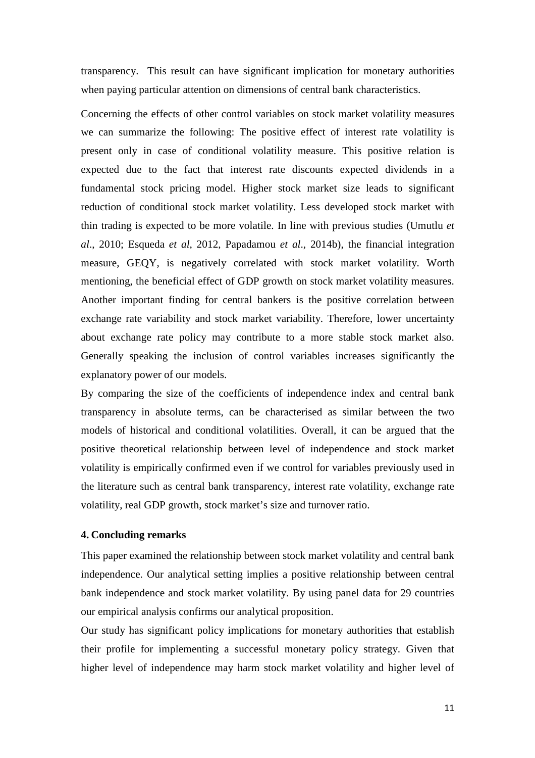transparency. This result can have significant implication for monetary authorities when paying particular attention on dimensions of central bank characteristics.

Concerning the effects of other control variables on stock market volatility measures we can summarize the following: The positive effect of interest rate volatility is present only in case of conditional volatility measure. This positive relation is expected due to the fact that interest rate discounts expected dividends in a fundamental stock pricing model. Higher stock market size leads to significant reduction of conditional stock market volatility. Less developed stock market with thin trading is expected to be more volatile. In line with previous studies (Umutlu *et al*., 2010; Esqueda *et al*, 2012, Papadamou *et al*., 2014b), the financial integration measure, GEQY, is negatively correlated with stock market volatility. Worth mentioning, the beneficial effect of GDP growth on stock market volatility measures. Another important finding for central bankers is the positive correlation between exchange rate variability and stock market variability. Therefore, lower uncertainty about exchange rate policy may contribute to a more stable stock market also. Generally speaking the inclusion of control variables increases significantly the explanatory power of our models.

By comparing the size of the coefficients of independence index and central bank transparency in absolute terms, can be characterised as similar between the two models of historical and conditional volatilities. Overall, it can be argued that the positive theoretical relationship between level of independence and stock market volatility is empirically confirmed even if we control for variables previously used in the literature such as central bank transparency, interest rate volatility, exchange rate volatility, real GDP growth, stock market's size and turnover ratio.

## 4. Concluding remarks

This paper examined the relationship between stock market volatility and central bank independence. Our analytical setting implies a positive relationship between central bank independence and stock market volatility. By using panel data for 29 countries our empirical analysis confirms our analytical proposition.

Our study has significant policy implications for monetary authorities that establish their profile for implementing a successful monetary policy strategy. Given that higher level of independence may harm stock market volatility and higher level of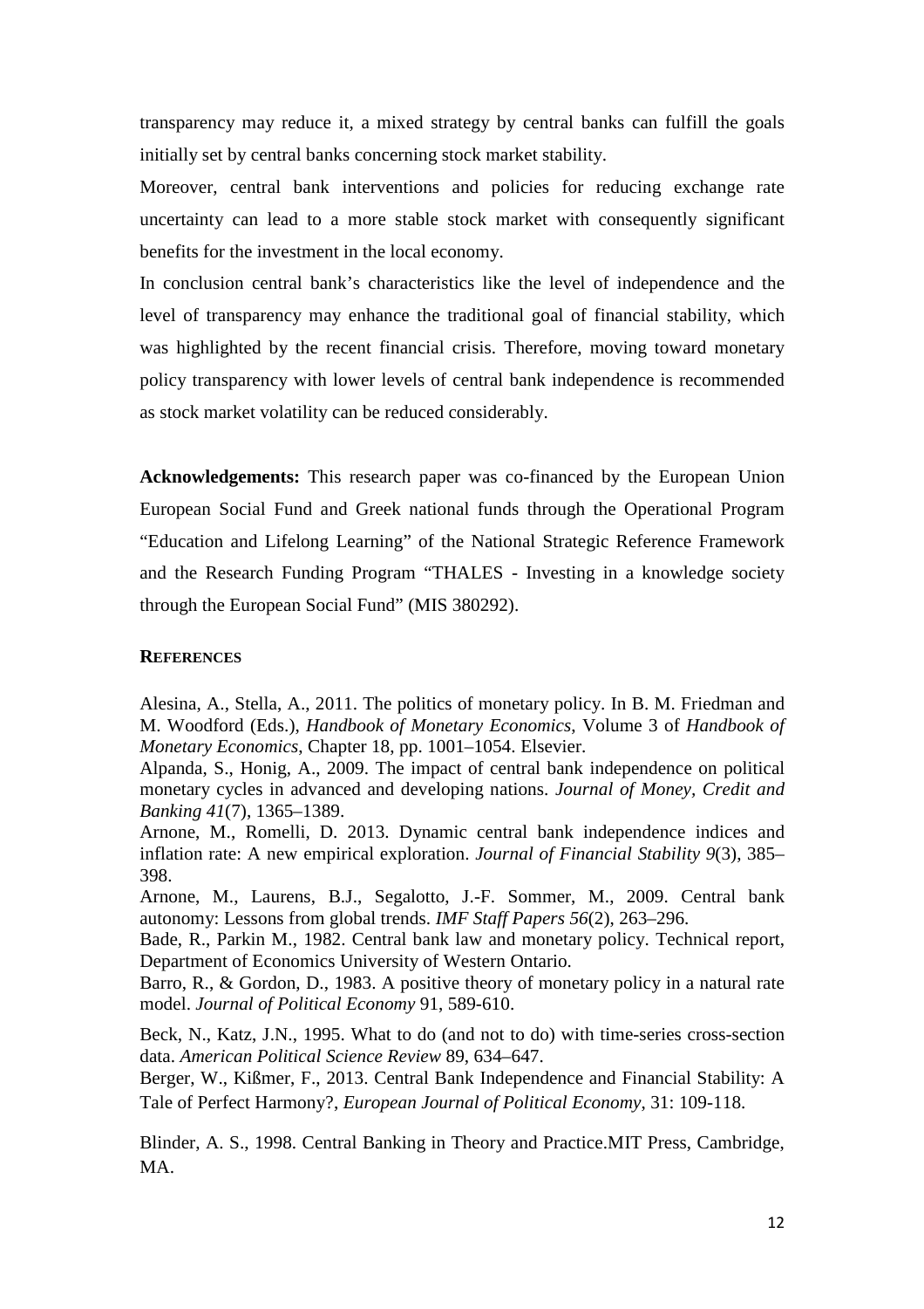transparency may reduce it, a mixed strategy by central banks can fulfill the goals initially set by central banks concerning stock market stability.

Moreover, central bank interventions and policies for reducing exchange rate uncertainty can lead to a more stable stock market with consequently significant benefits for the investment in the local economy.

In conclusion central bank's characteristics like the level of independence and the level of transparency may enhance the traditional goal of financial stability, which was highlighted by the recent financial crisis. Therefore, moving toward monetary policy transparency with lower levels of central bank independence is recommended as stock market volatility can be reduced considerably.

**Acknowledgements:** This research paper was co-financed by the European Union European Social Fund and Greek national funds through the Operational Program "Education and Lifelong Learning" of the National Strategic Reference Framework and the Research Funding Program "THALES - Investing in a knowledge society through the European Social Fund" (MIS 380292).

## REFERENCES

Alesina, A., Stella, A., 2011. The politics of monetary policy. In B. M. Friedman and M. Woodford (Eds.), *Handbook of Monetary Economics*, Volume 3 of *Handbook of Monetary Economics*, Chapter 18, pp. 1001–1054. Elsevier.

Alpanda, S., Honig, A., 2009. The impact of central bank independence on political monetary cycles in advanced and developing nations. *Journal of Money, Credit and Banking 41*(7), 1365–1389.

Arnone, M., Romelli, D. 2013. Dynamic central bank independence indices and inflation rate: A new empirical exploration. *Journal of Financial Stability 9*(3), 385–398.

Arnone, M., Laurens, B.J., Segalotto, J.-F. Sommer, M., 2009. Central bank autonomy: Lessons from global trends. *IMF Staff Papers 56*(2), 263–296.

Bade, R., Parkin M., 1982. Central bank law and monetary policy. Technical report, Department of Economics University of Western Ontario.

Barro, R., & Gordon, D., 1983. A positive theory of monetary policy in a natural rate model. *Journal of Political Economy* 91, 589-610.

Beck, N., Katz, J.N., 1995. What to do (and not to do) with time-series cross-section data. *American Political Science Review* 89, 634–647.

Berger, W., Kißmer, F., 2013. Central Bank Independence and Financial Stability: A Tale of Perfect Harmony?, *European Journal of Political Economy*, 31: 109-118.

Blinder, A. S., 1998. Central Banking in Theory and Practice.MIT Press, Cambridge, MA.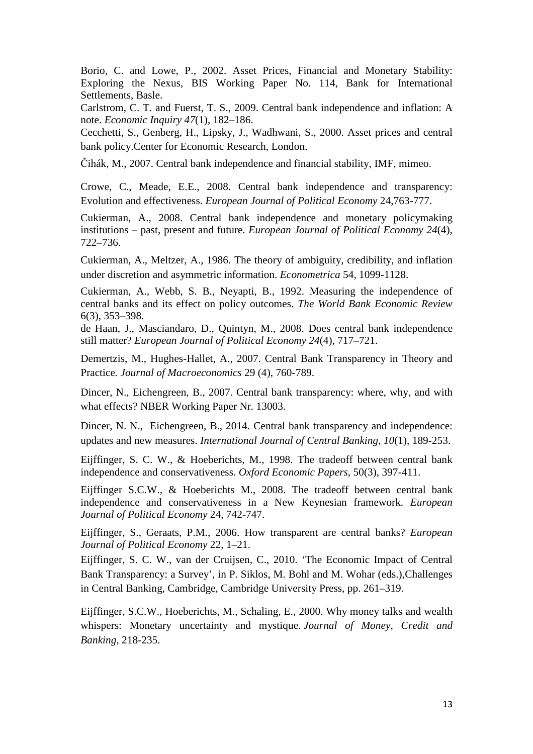Borio, C. and Lowe, P., 2002. Asset Prices, Financial and Monetary Stability: Exploring the Nexus, BIS Working Paper No. 114, Bank for International Settlements, Basle.

Carlstrom, C. T. and Fuerst, T. S., 2009. Central bank independence and inflation: A note. *Economic Inquiry 47*(1), 182–186.

Cecchetti, S., Genberg, H., Lipsky, J., Wadhwani, S., 2000. Asset prices and central bank policy.Center for Economic Research, London.

Čihák, M., 2007. Central bank independence and financial stability, IMF, mimeo.

Crowe, C., Meade, E.E., 2008. Central bank independence and transparency: Evolution and effectiveness. *European Journal of Political Economy* 24,763-777.

Cukierman, A., 2008. Central bank independence and monetary policymaking institutions – past, present and future. *European Journal of Political Economy 24*(4), 722–736.

Cukierman, A., Meltzer, A., 1986. The theory of ambiguity, credibility, and inflation under discretion and asymmetric information. *Econometrica* 54, 1099-1128.

Cukierman, A., Webb, S. B., Neyapti, B., 1992. Measuring the independence of central banks and its effect on policy outcomes. *The World Bank Economic Review* 6(3), 353–398.

de Haan, J., Masciandaro, D., Quintyn, M., 2008. Does central bank independence still matter? *European Journal of Political Economy 24*(4), 717–721.

Demertzis, M., Hughes-Hallet, A., 2007. Central Bank Transparency in Theory and Practice*. Journal of Macroeconomics* 29 (4), 760-789.

Dincer, N., Eichengreen, B., 2007. Central bank transparency: where, why, and with what effects? NBER Working Paper Nr. 13003.

Dincer, N. N., Eichengreen, B., 2014. Central bank transparency and independence: updates and new measures. *International Journal of Central Banking*, *10*(1), 189-253.

Eijffinger, S. C. W., & Hoeberichts, M., 1998. The tradeoff between central bank independence and conservativeness. *Oxford Economic Papers*, 50(3), 397-411.

Eijffinger S.C.W., & Hoeberichts M., 2008. The tradeoff between central bank independence and conservativeness in a New Keynesian framework. *European Journal of Political Economy* 24, 742-747.

Eijffinger, S., Geraats, P.M., 2006. How transparent are central banks? *European Journal of Political Economy* 22, 1–21.

Eijffinger, S. C. W., van der Cruijsen, C., 2010. 'The Economic Impact of Central Bank Transparency: a Survey', in P. Siklos, M. Bohl and M. Wohar (eds.),Challenges in Central Banking, Cambridge, Cambridge University Press, pp. 261–319.

Eijffinger, S.C.W., Hoeberichts, M., Schaling, E., 2000. Why money talks and wealth whispers: Monetary uncertainty and mystique. *Journal of Money, Credit and Banking*, 218-235.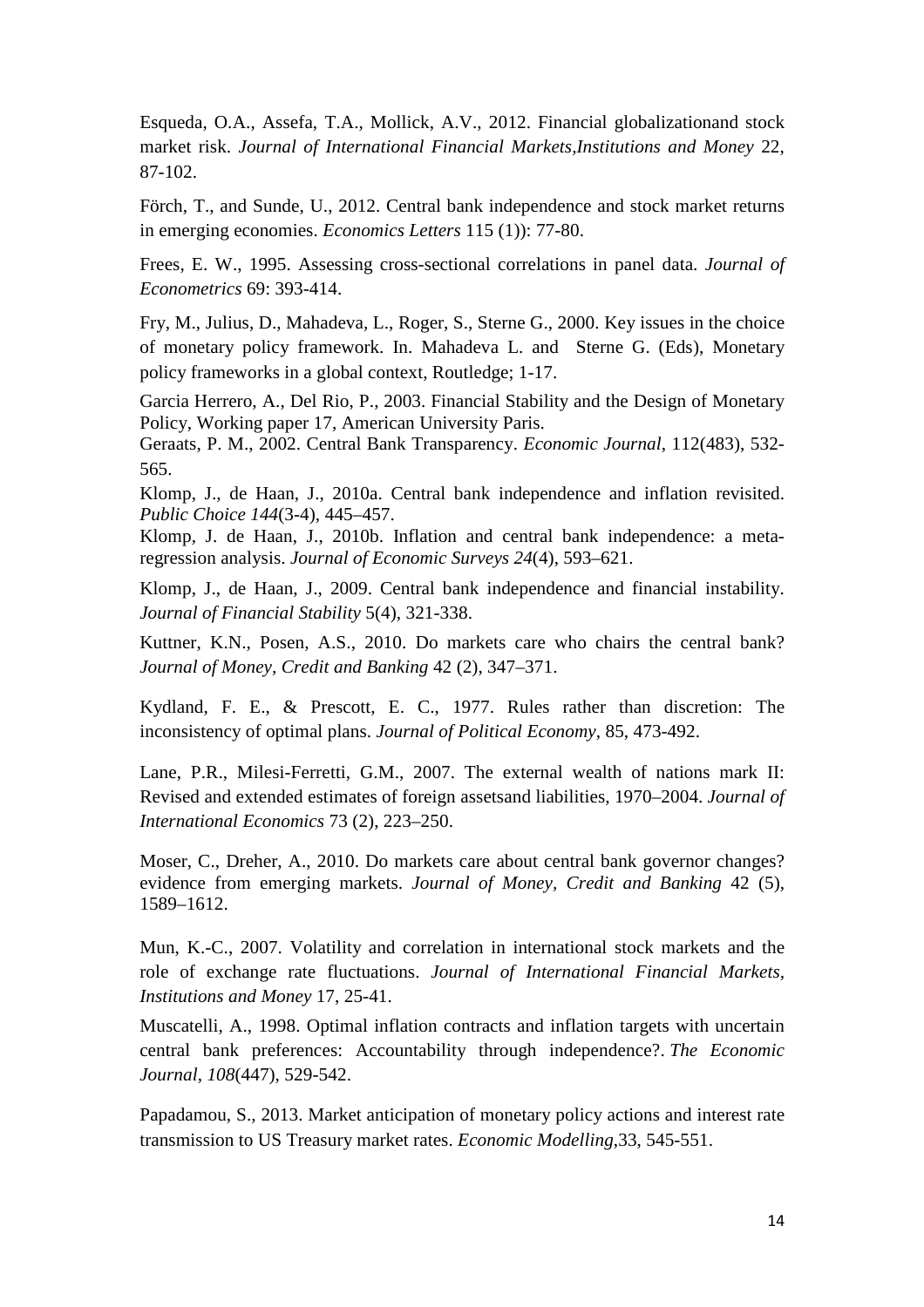Esqueda, O.A., Assefa, T.A., Mollick, A.V., 2012. Financial globalizationand stock market risk. *Journal of International Financial Markets,Institutions and Money* 22, 87-102.

Förch, T., and Sunde, U., 2012. Central bank independence and stock market returns in emerging economies. *Economics Letters* 115 (1)): 77-80.

Frees, E. W., 1995. Assessing cross-sectional correlations in panel data. *Journal of Econometrics* 69: 393-414.

Fry, M., Julius, D., Mahadeva, L., Roger, S., Sterne G., 2000. Key issues in the choice of monetary policy framework. In. Mahadeva L. and Sterne G. (Eds), Monetary policy frameworks in a global context, Routledge; 1-17.

Garcia Herrero, A., Del Rio, P., 2003. Financial Stability and the Design of Monetary Policy, Working paper 17, American University Paris.

Geraats, P. M., 2002. Central Bank Transparency. *Economic Journal*, 112(483), 532-565.

Klomp, J., de Haan, J., 2010a. Central bank independence and inflation revisited. *Public Choice 144*(3-4), 445–457.

Klomp, J. de Haan, J., 2010b. Inflation and central bank independence: a meta-regression analysis. *Journal of Economic Surveys 24*(4), 593–621.

Klomp, J., de Haan, J., 2009. Central bank independence and financial instability. *Journal of Financial Stability* 5(4), 321-338.

Kuttner, K.N., Posen, A.S., 2010. Do markets care who chairs the central bank? *Journal of Money, Credit and Banking* 42 (2), 347–371.

Kydland, F. E., & Prescott, E. C., 1977. Rules rather than discretion: The inconsistency of optimal plans. *Journal of Political Economy*, 85, 473-492.

Lane, P.R., Milesi-Ferretti, G.M., 2007. The external wealth of nations mark II: Revised and extended estimates of foreign assetsand liabilities, 1970–2004. *Journal of International Economics* 73 (2), 223–250.

Moser, C., Dreher, A., 2010. Do markets care about central bank governor changes? evidence from emerging markets. *Journal of Money, Credit and Banking* 42 (5), 1589–1612.

Mun, K.-C., 2007. Volatility and correlation in international stock markets and the role of exchange rate fluctuations. *Journal of International Financial Markets, Institutions and Money* 17, 25-41.

Muscatelli, A., 1998. Optimal inflation contracts and inflation targets with uncertain central bank preferences: Accountability through independence?. *The Economic Journal*, *108*(447), 529-542.

Papadamou, S., 2013. Market anticipation of monetary policy actions and interest rate transmission to US Treasury market rates. *Economic Modelling*,33, 545-551.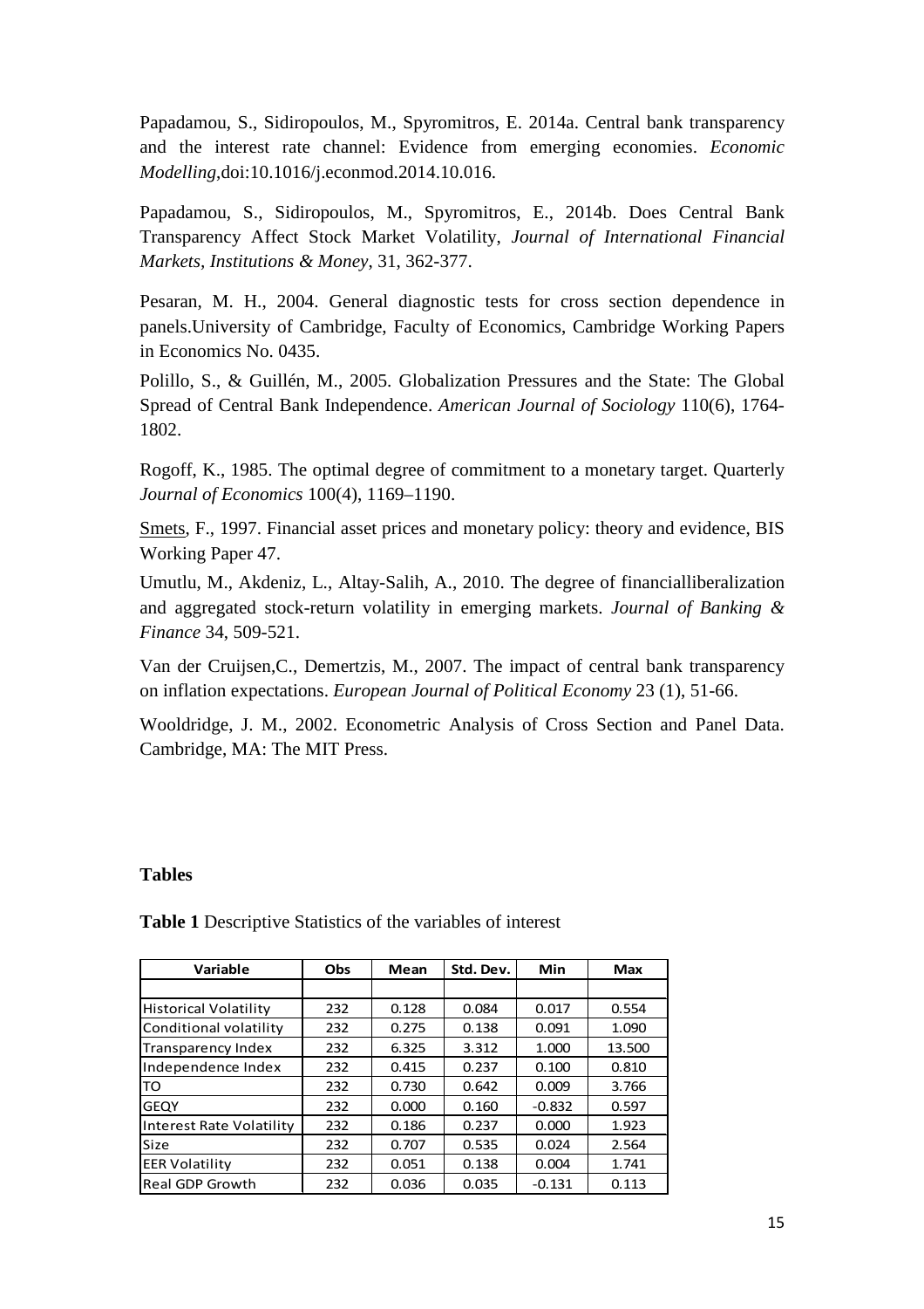Papadamou, S., Sidiropoulos, M., Spyromitros, E. 2014a. Central bank transparency and the interest rate channel: Evidence from emerging economies. *Economic Modelling*,doi:10.1016/j.econmod.2014.10.016.

Papadamou, S., Sidiropoulos, M., Spyromitros, E., 2014b. Does Central Bank Transparency Affect Stock Market Volatility, *Journal of International Financial Markets, Institutions & Money*, 31, 362-377.

Pesaran, M. H., 2004. General diagnostic tests for cross section dependence in panels.University of Cambridge, Faculty of Economics, Cambridge Working Papers in Economics No. 0435.

Polillo, S., & Guillén, M., 2005. Globalization Pressures and the State: The Global Spread of Central Bank Independence. *American Journal of Sociology* 110(6), 1764-1802.

Rogoff, K., 1985. The optimal degree of commitment to a monetary target. Quarterly *Journal of Economics* 100(4), 1169–1190.

Smets, F., 1997. Financial asset prices and monetary policy: theory and evidence, BIS Working Paper 47.

Umutlu, M., Akdeniz, L., Altay-Salih, A., 2010. The degree of financialliberalization and aggregated stock-return volatility in emerging markets. *Journal of Banking & Finance* 34, 509-521.

Van der Cruijsen,C., Demertzis, M., 2007. The impact of central bank transparency on inflation expectations. *European Journal of Political Economy* 23 (1), 51-66.

Wooldridge, J. M., 2002. Econometric Analysis of Cross Section and Panel Data. Cambridge, MA: The MIT Press.

## Tables

**Table 1** Descriptive Statistics of the variables of interest

| Variable | Obs | Mean | Std. Dev. | Min | Max |
|---|---|---|---|---|---|
| Historical Volatility | 232 | 0.128 | 0.084 | 0.017 | 0.554 |
| Conditional volatility | 232 | 0.275 | 0.138 | 0.091 | 1.090 |
| Transparency Index | 232 | 6.325 | 3.312 | 1.000 | 13.500 |
| Independence Index | 232 | 0.415 | 0.237 | 0.100 | 0.810 |
| TO | 232 | 0.730 | 0.642 | 0.009 | 3.766 |
| GEQY | 232 | 0.000 | 0.160 | -0.832 | 0.597 |
| Interest Rate Volatility | 232 | 0.186 | 0.237 | 0.000 | 1.923 |
| Size | 232 | 0.707 | 0.535 | 0.024 | 2.564 |
| EER Volatility | 232 | 0.051 | 0.138 | 0.004 | 1.741 |
| Real GDP Growth | 232 | 0.036 | 0.035 | -0.131 | 0.113 |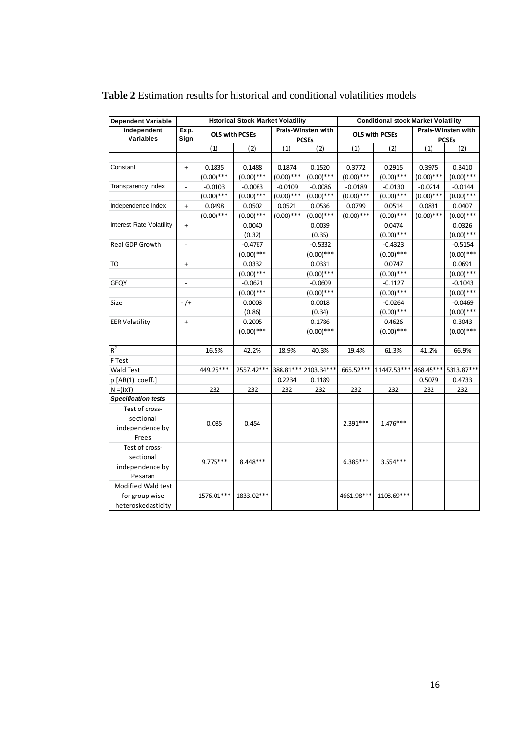**Table 2** Estimation results for historical and conditional volatilities models

| Dependent Variable | | Hstorical Stock Market Volatility | | | | Conditional stock Market Volatility | | | |
|---|---|---|---|---|---|---|---|---|---|
| Independent Variables | Exp. Sign | OLS with PCSEs | | Prais-Winsten with PCSEs | | OLS with PCSEs | | Prais-Winsten with PCSEs | |
| | | (1) | (2) | (1) | (2) | (1) | (2) | (1) | (2) |
| Constant | + | 0.1835 | 0.1488 | 0.1874 | 0.1520 | 0.3772 | 0.2915 | 0.3975 | 0.3410 |
| | | (0.00)*** | (0.00)*** | (0.00)*** | (0.00)*** | (0.00)*** | (0.00)*** | (0.00)*** | (0.00)*** |
| Transparency Index | - | -0.0103 | -0.0083 | -0.0109 | -0.0086 | -0.0189 | -0.0130 | -0.0214 | -0.0144 |
| | | (0.00)*** | (0.00)*** | (0.00)*** | (0.00)*** | (0.00)*** | (0.00)*** | (0.00)*** | (0.00)*** |
| Independence Index | + | 0.0498 | 0.0502 | 0.0521 | 0.0536 | 0.0799 | 0.0514 | 0.0831 | 0.0407 |
| | | (0.00)*** | (0.00)*** | (0.00)*** | (0.00)*** | (0.00)*** | (0.00)*** | (0.00)*** | (0.00)*** |
| Interest Rate Volatility | + | | 0.0040 | | 0.0039 | | 0.0474 | | 0.0326 |
| | | | (0.32) | | (0.35) | | (0.00)*** | | (0.00)*** |
| Real GDP Growth | - | | -0.4767 | | -0.5332 | | -0.4323 | | -0.5154 |
| | | | (0.00)*** | | (0.00)*** | | (0.00)*** | | (0.00)*** |
| TO | + | | 0.0332 | | 0.0331 | | 0.0747 | | 0.0691 |
| | | | (0.00)*** | | (0.00)*** | | (0.00)*** | | (0.00)*** |
| GEQY | - | | -0.0621 | | -0.0609 | | -0.1127 | | -0.1043 |
| | | | (0.00)*** | | (0.00)*** | | (0.00)*** | | (0.00)*** |
| Size | -/+ | | 0.0003 | | 0.0018 | | -0.0264 | | -0.0469 |
| | | | (0.86) | | (0.34) | | (0.00)*** | | (0.00)*** |
| EER Volatility | + | | 0.2005 | | 0.1786 | | 0.4626 | | 0.3043 |
| | | | (0.00)*** | | (0.00)*** | | (0.00)*** | | (0.00)*** |
| $R^2$ | | 16.5% | 42.2% | 18.9% | 40.3% | 19.4% | 61.3% | 41.2% | 66.9% |
| F Test | | | | | | | | | |
| Wald Test | | 449.25*** | 2557.42*** | 388.81*** | 2103.34*** | 665.52*** | 11447.53*** | 468.45*** | 5313.87*** |
| ρ [AR(1) coeff.] | | | | 0.2234 | 0.1189 | | | 0.5079 | 0.4733 |
| N =(ixT) | | 232 | 232 | 232 | 232 | 232 | 232 | 232 | 232 |
| ***Specification tests*** | | | | | | | | | |
| Test of cross-sectional independence by Frees | | 0.085 | 0.454 | | | 2.391*** | 1.476*** | | |
| Test of cross-sectional independence by Pesaran | | 9.775*** | 8.448*** | | | 6.385*** | 3.554*** | | |
| Modified Wald test for group wise heteroskedasticity | | 1576.01*** | 1833.02*** | | | 4661.98*** | 1108.69*** | | |